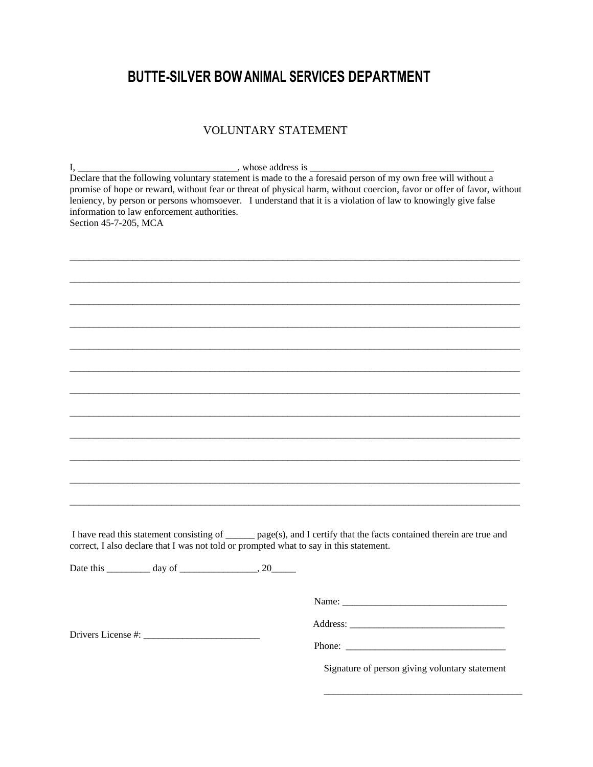# BUTTE-SILVER BOW ANIMAL SERVICES DEPARTMENT

## VOLUNTARY STATEMENT

I, ________________________________, whose address is _____________________________________
Declare that the following voluntary statement is made to the a foresaid person of my own free will without a promise of hope or reward, without fear or threat of physical harm, without coercion, favor or offer of favor, without leniency, by person or persons whomsoever. I understand that it is a violation of law to knowingly give false information to law enforcement authorities.
Section 45-7-205, MCA

_____________________________________________________________________________________________

_____________________________________________________________________________________________

_____________________________________________________________________________________________

_____________________________________________________________________________________________

_____________________________________________________________________________________________

_____________________________________________________________________________________________

_____________________________________________________________________________________________

_____________________________________________________________________________________________

_____________________________________________________________________________________________

_____________________________________________________________________________________________

_____________________________________________________________________________________________

_____________________________________________________________________________________________

I have read this statement consisting of ______ page(s), and I certify that the facts contained therein are true and correct, I also declare that I was not told or prompted what to say in this statement.

Date this _________ day of ________________, 20_____

Name: __________________________________

Address: ________________________________

Drivers License #: ________________________

Phone: _________________________________

Signature of person giving voluntary statement

__________________________________________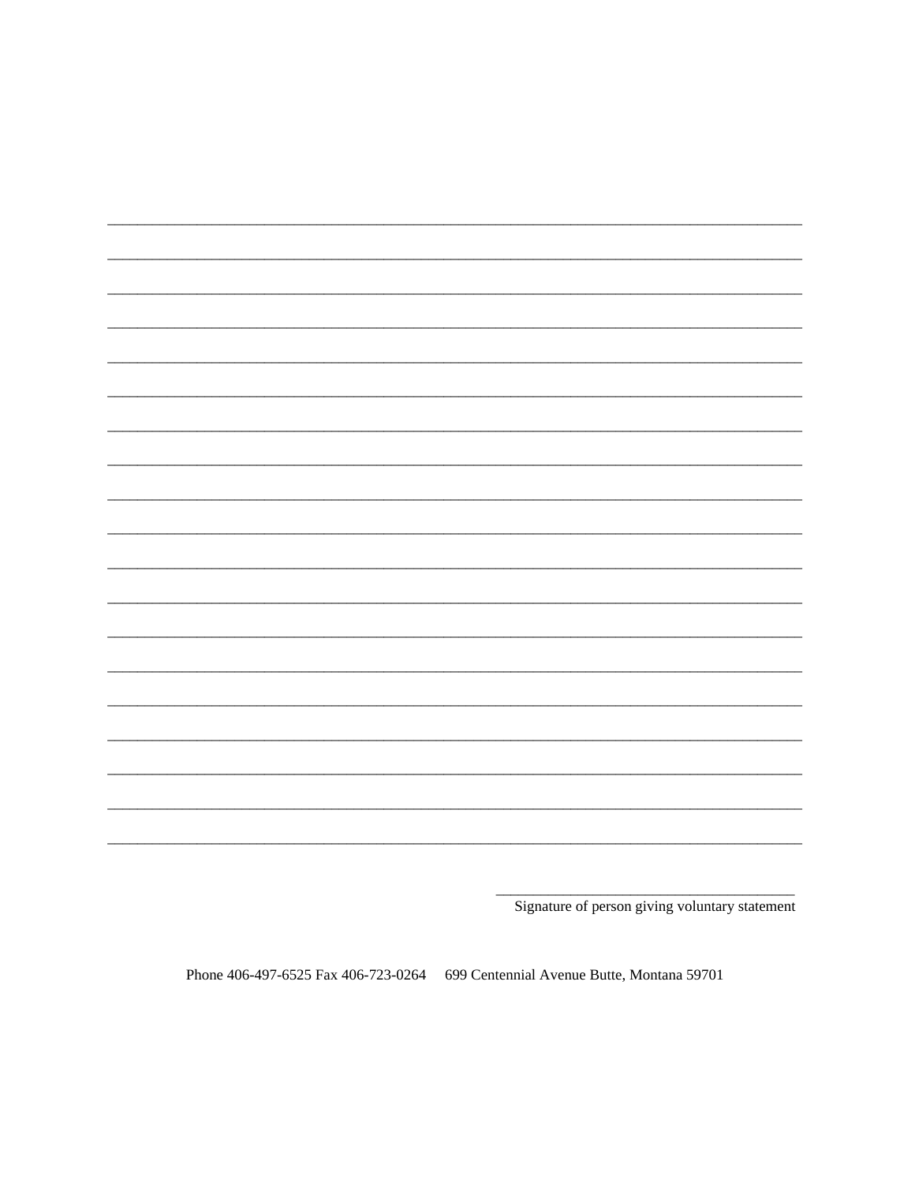\_\_\_\_\_\_\_\_\_\_\_\_\_\_\_\_\_\_\_\_\_\_\_\_\_\_\_\_\_\_\_\_\_\_\_\_\_\_\_\_\_\_\_\_\_\_\_\_\_\_\_\_\_\_\_\_\_\_\_\_\_\_\_\_\_\_\_\_\_\_\_\_\_\_\_\_\_\_

\_\_\_\_\_\_\_\_\_\_\_\_\_\_\_\_\_\_\_\_\_\_\_\_\_\_\_\_\_\_\_\_\_\_\_\_\_\_\_\_\_\_\_\_\_\_\_\_\_\_\_\_\_\_\_\_\_\_\_\_\_\_\_\_\_\_\_\_\_\_\_\_\_\_\_\_\_\_

\_\_\_\_\_\_\_\_\_\_\_\_\_\_\_\_\_\_\_\_\_\_\_\_\_\_\_\_\_\_\_\_\_\_\_\_\_\_\_\_\_\_\_\_\_\_\_\_\_\_\_\_\_\_\_\_\_\_\_\_\_\_\_\_\_\_\_\_\_\_\_\_\_\_\_\_\_\_

\_\_\_\_\_\_\_\_\_\_\_\_\_\_\_\_\_\_\_\_\_\_\_\_\_\_\_\_\_\_\_\_\_\_\_\_\_\_\_\_\_\_\_\_\_\_\_\_\_\_\_\_\_\_\_\_\_\_\_\_\_\_\_\_\_\_\_\_\_\_\_\_\_\_\_\_\_\_

\_\_\_\_\_\_\_\_\_\_\_\_\_\_\_\_\_\_\_\_\_\_\_\_\_\_\_\_\_\_\_\_\_\_\_\_\_\_\_\_\_\_\_\_\_\_\_\_\_\_\_\_\_\_\_\_\_\_\_\_\_\_\_\_\_\_\_\_\_\_\_\_\_\_\_\_\_\_

\_\_\_\_\_\_\_\_\_\_\_\_\_\_\_\_\_\_\_\_\_\_\_\_\_\_\_\_\_\_\_\_\_\_\_\_\_\_\_\_\_\_\_\_\_\_\_\_\_\_\_\_\_\_\_\_\_\_\_\_\_\_\_\_\_\_\_\_\_\_\_\_\_\_\_\_\_\_

\_\_\_\_\_\_\_\_\_\_\_\_\_\_\_\_\_\_\_\_\_\_\_\_\_\_\_\_\_\_\_\_\_\_\_\_\_\_\_\_\_\_\_\_\_\_\_\_\_\_\_\_\_\_\_\_\_\_\_\_\_\_\_\_\_\_\_\_\_\_\_\_\_\_\_\_\_\_

\_\_\_\_\_\_\_\_\_\_\_\_\_\_\_\_\_\_\_\_\_\_\_\_\_\_\_\_\_\_\_\_\_\_\_\_\_\_\_\_\_\_\_\_\_\_\_\_\_\_\_\_\_\_\_\_\_\_\_\_\_\_\_\_\_\_\_\_\_\_\_\_\_\_\_\_\_\_

\_\_\_\_\_\_\_\_\_\_\_\_\_\_\_\_\_\_\_\_\_\_\_\_\_\_\_\_\_\_\_\_\_\_\_\_\_\_\_\_\_\_\_\_\_\_\_\_\_\_\_\_\_\_\_\_\_\_\_\_\_\_\_\_\_\_\_\_\_\_\_\_\_\_\_\_\_\_

\_\_\_\_\_\_\_\_\_\_\_\_\_\_\_\_\_\_\_\_\_\_\_\_\_\_\_\_\_\_\_\_\_\_\_\_\_\_\_\_\_\_\_\_\_\_\_\_\_\_\_\_\_\_\_\_\_\_\_\_\_\_\_\_\_\_\_\_\_\_\_\_\_\_\_\_\_\_

\_\_\_\_\_\_\_\_\_\_\_\_\_\_\_\_\_\_\_\_\_\_\_\_\_\_\_\_\_\_\_\_\_\_\_\_\_\_\_\_\_\_\_\_\_\_\_\_\_\_\_\_\_\_\_\_\_\_\_\_\_\_\_\_\_\_\_\_\_\_\_\_\_\_\_\_\_\_

\_\_\_\_\_\_\_\_\_\_\_\_\_\_\_\_\_\_\_\_\_\_\_\_\_\_\_\_\_\_\_\_\_\_\_\_\_\_\_\_\_\_\_\_\_\_\_\_\_\_\_\_\_\_\_\_\_\_\_\_\_\_\_\_\_\_\_\_\_\_\_\_\_\_\_\_\_\_

\_\_\_\_\_\_\_\_\_\_\_\_\_\_\_\_\_\_\_\_\_\_\_\_\_\_\_\_\_\_\_\_\_\_\_\_\_\_\_\_\_\_\_\_\_\_\_\_\_\_\_\_\_\_\_\_\_\_\_\_\_\_\_\_\_\_\_\_\_\_\_\_\_\_\_\_\_\_

\_\_\_\_\_\_\_\_\_\_\_\_\_\_\_\_\_\_\_\_\_\_\_\_\_\_\_\_\_\_\_\_\_\_\_\_\_\_\_\_\_\_\_\_\_\_\_\_\_\_\_\_\_\_\_\_\_\_\_\_\_\_\_\_\_\_\_\_\_\_\_\_\_\_\_\_\_\_

\_\_\_\_\_\_\_\_\_\_\_\_\_\_\_\_\_\_\_\_\_\_\_\_\_\_\_\_\_\_\_\_\_\_\_\_\_\_\_\_\_\_\_\_\_\_\_\_\_\_\_\_\_\_\_\_\_\_\_\_\_\_\_\_\_\_\_\_\_\_\_\_\_\_\_\_\_\_

\_\_\_\_\_\_\_\_\_\_\_\_\_\_\_\_\_\_\_\_\_\_\_\_\_\_\_\_\_\_\_\_\_\_\_\_\_\_\_\_\_\_\_\_\_\_\_\_\_\_\_\_\_\_\_\_\_\_\_\_\_\_\_\_\_\_\_\_\_\_\_\_\_\_\_\_\_\_

\_\_\_\_\_\_\_\_\_\_\_\_\_\_\_\_\_\_\_\_\_\_\_\_\_\_\_\_\_\_\_\_\_\_\_\_\_\_\_\_\_\_\_\_\_\_\_\_\_\_\_\_\_\_\_\_\_\_\_\_\_\_\_\_\_\_\_\_\_\_\_\_\_\_\_\_\_\_

\_\_\_\_\_\_\_\_\_\_\_\_\_\_\_\_\_\_\_\_\_\_\_\_\_\_\_\_\_\_\_\_\_\_\_\_\_\_\_\_\_\_\_\_\_\_\_\_\_\_\_\_\_\_\_\_\_\_\_\_\_\_\_\_\_\_\_\_\_\_\_\_\_\_\_\_\_\_

\_\_\_\_\_\_\_\_\_\_\_\_\_\_\_\_\_\_\_\_\_\_\_\_\_\_\_\_\_\_\_\_\_\_\_\_\_\_\_\_\_\_\_\_\_\_\_\_\_\_\_\_\_\_\_\_\_\_\_\_\_\_\_\_\_\_\_\_\_\_\_\_\_\_\_\_\_\_

\_\_\_\_\_\_\_\_\_\_\_\_\_\_\_\_\_\_\_\_\_\_\_\_\_\_\_\_\_\_\_\_\_\_\_\_\_\_\_\_

Signature of person giving voluntary statement

Phone 406-497-6525 Fax 406-723-0264 699 Centennial Avenue Butte, Montana 59701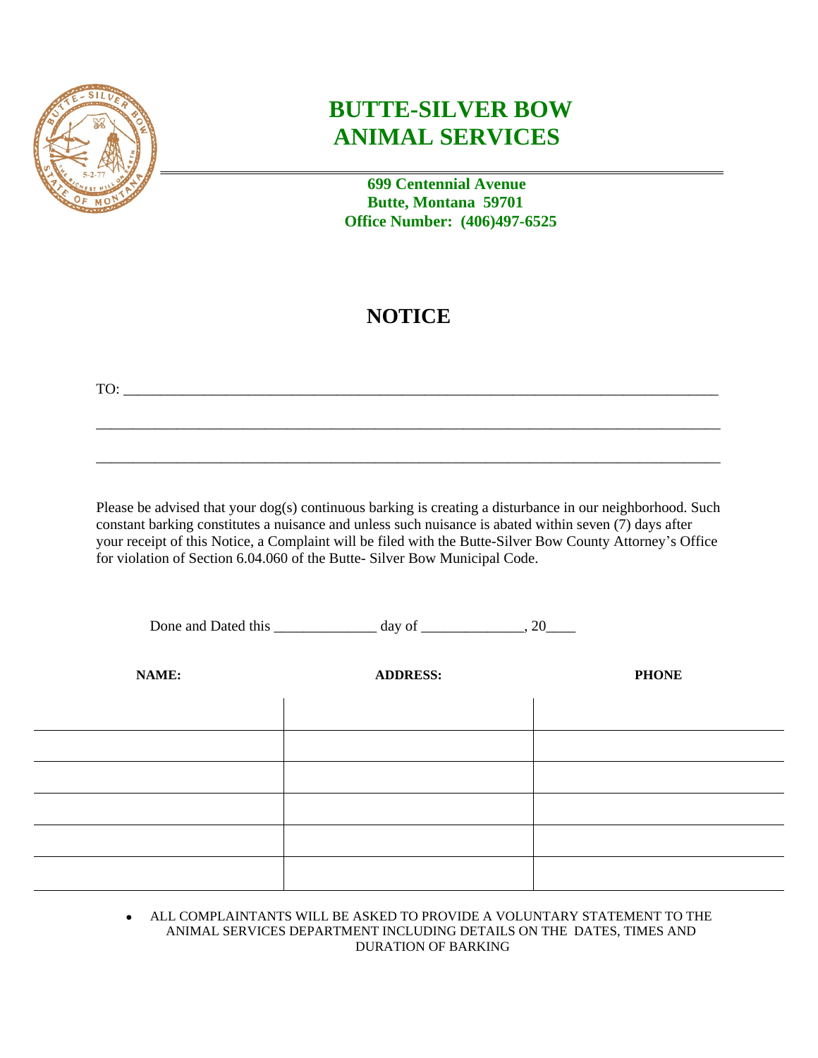# BUTTE-SILVER BOW ANIMAL SERVICES

**699 Centennial Avenue**
**Butte, Montana 59701**
**Office Number: (406)497-6525**

## NOTICE

TO: ___________________________________________________________________________

_______________________________________________________________________________

_______________________________________________________________________________

Please be advised that your dog(s) continuous barking is creating a disturbance in our neighborhood. Such constant barking constitutes a nuisance and unless such nuisance is abated within seven (7) days after your receipt of this Notice, a Complaint will be filed with the Butte-Silver Bow County Attorney's Office for violation of Section 6.04.060 of the Butte- Silver Bow Municipal Code.

Done and Dated this ______________ day of ______________, 20____

| NAME: | ADDRESS: | PHONE |
|---|---|---|
| | | |
| | | |
| | | |
| | | |
| | | |
| | | |

- ALL COMPLAINTANTS WILL BE ASKED TO PROVIDE A VOLUNTARY STATEMENT TO THE ANIMAL SERVICES DEPARTMENT INCLUDING DETAILS ON THE DATES, TIMES AND DURATION OF BARKING